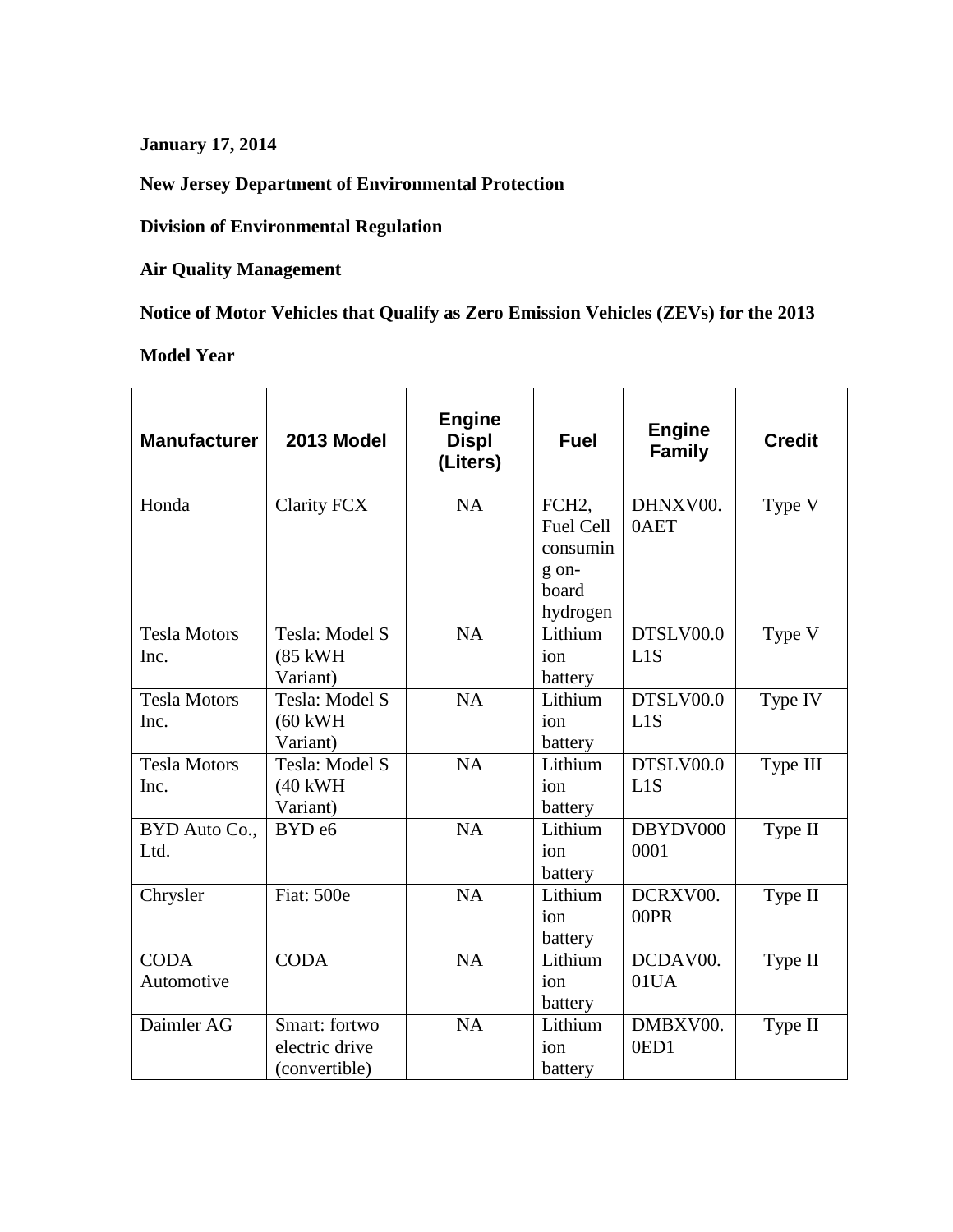**January 17, 2014**

**New Jersey Department of Environmental Protection**

**Division of Environmental Regulation**

**Air Quality Management**

**Notice of Motor Vehicles that Qualify as Zero Emission Vehicles (ZEVs) for the 2013 Model Year**

| Manufacturer | 2013 Model | Engine Displ (Liters) | Fuel | Engine Family | Credit |
|---|---|---|---|---|---|
| Honda | Clarity FCX | NA | FCH2, Fuel Cell consuming on-board hydrogen | DHNXV00.0AET | Type V |
| Tesla Motors Inc. | Tesla: Model S (85 kWH Variant) | NA | Lithium ion battery | DTSLV00.0L1S | Type V |
| Tesla Motors Inc. | Tesla: Model S (60 kWH Variant) | NA | Lithium ion battery | DTSLV00.0L1S | Type IV |
| Tesla Motors Inc. | Tesla: Model S (40 kWH Variant) | NA | Lithium ion battery | DTSLV00.0L1S | Type III |
| BYD Auto Co., Ltd. | BYD e6 | NA | Lithium ion battery | DBYDV0000001 | Type II |
| Chrysler | Fiat: 500e | NA | Lithium ion battery | DCRXV00.00PR | Type II |
| CODA Automotive | CODA | NA | Lithium ion battery | DCDAV00.01UA | Type II |
| Daimler AG | Smart: fortwo electric drive (convertible) | NA | Lithium ion battery | DMBXV00.0ED1 | Type II |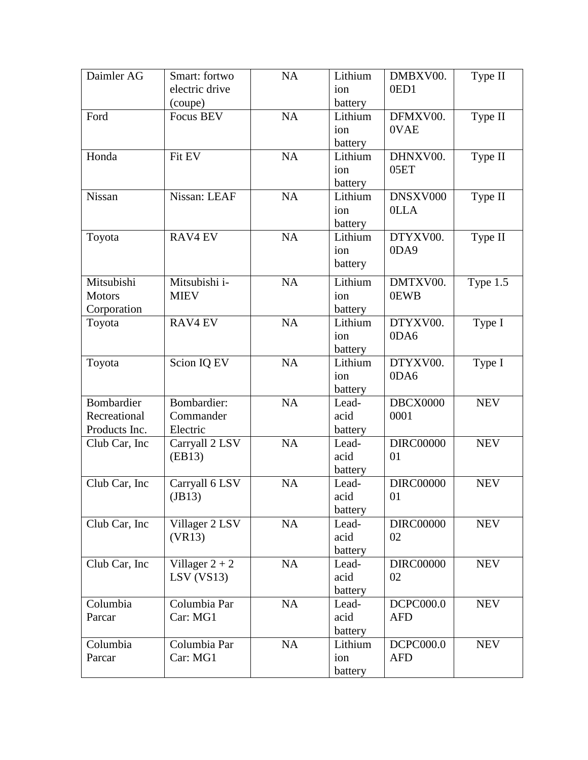| | | | | | |
|---|---|---|---|---|---|
| Daimler AG | Smart: fortwo electric drive (coupe) | NA | Lithium ion battery | DMBXV00.0ED1 | Type II |
| Ford | Focus BEV | NA | Lithium ion battery | DFMXV00.0VAE | Type II |
| Honda | Fit EV | NA | Lithium ion battery | DHNXV00.05ET | Type II |
| Nissan | Nissan: LEAF | NA | Lithium ion battery | DNSXV0000LLA | Type II |
| Toyota | RAV4 EV | NA | Lithium ion battery | DTYXV00.0DA9 | Type II |
| Mitsubishi Motors Corporation | Mitsubishi i-MIEV | NA | Lithium ion battery | DMTXV00.0EWB | Type 1.5 |
| Toyota | RAV4 EV | NA | Lithium ion battery | DTYXV00.0DA6 | Type I |
| Toyota | Scion IQ EV | NA | Lithium ion battery | DTYXV00.0DA6 | Type I |
| Bombardier Recreational Products Inc. | Bombardier: Commander Electric | NA | Lead-acid battery | DBCX00000001 | NEV |
| Club Car, Inc | Carryall 2 LSV (EB13) | NA | Lead-acid battery | DIRC0000001 | NEV |
| Club Car, Inc | Carryall 6 LSV (JB13) | NA | Lead-acid battery | DIRC0000001 | NEV |
| Club Car, Inc | Villager 2 LSV (VR13) | NA | Lead-acid battery | DIRC0000002 | NEV |
| Club Car, Inc | Villager 2 + 2 LSV (VS13) | NA | Lead-acid battery | DIRC0000002 | NEV |
| Columbia Parcar | Columbia Par Car: MG1 | NA | Lead-acid battery | DCPC000.0AFD | NEV |
| Columbia Parcar | Columbia Par Car: MG1 | NA | Lithium ion battery | DCPC000.0AFD | NEV |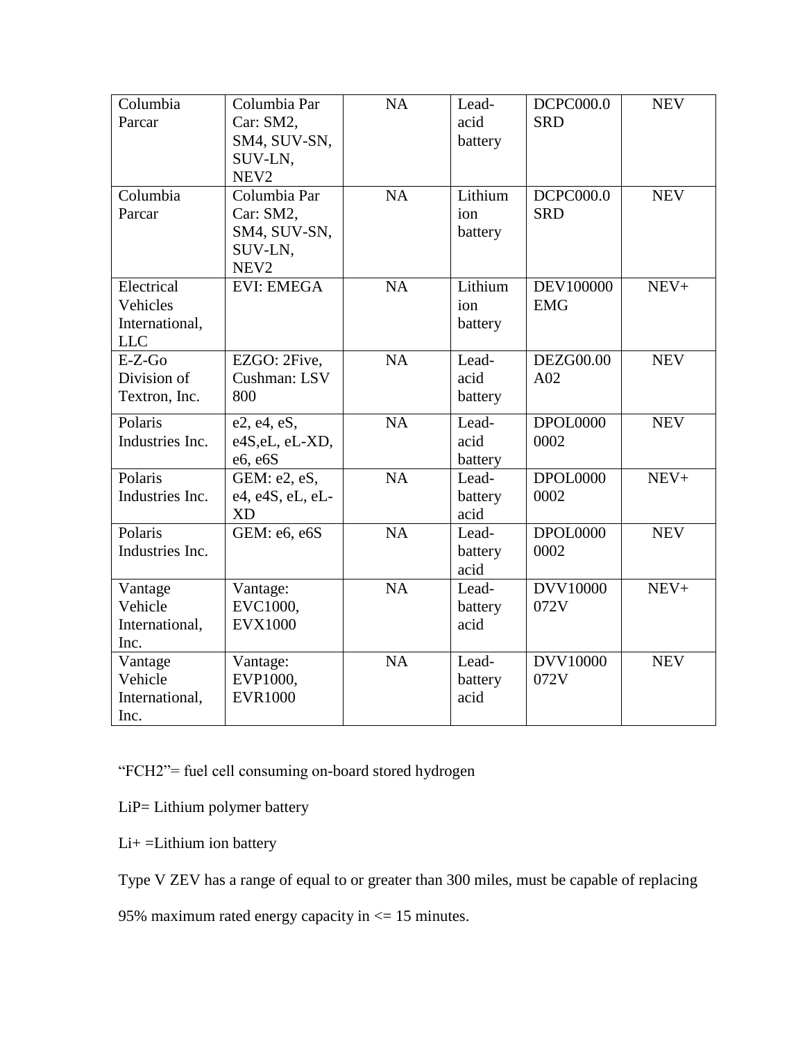| | | | | | |
|---|---|---|---|---|---|
| Columbia Parcar | Columbia Par Car: SM2, SM4, SUV-SN, SUV-LN, NEV2 | NA | Lead-acid battery | DCPC000.0SRD | NEV |
| Columbia Parcar | Columbia Par Car: SM2, SM4, SUV-SN, SUV-LN, NEV2 | NA | Lithium ion battery | DCPC000.0SRD | NEV |
| Electrical Vehicles International, LLC | EVI: EMEGA | NA | Lithium ion battery | DEV100000EMG | NEV+ |
| E-Z-Go Division of Textron, Inc. | EZGO: 2Five, Cushman: LSV 800 | NA | Lead-acid battery | DEZG00.00A02 | NEV |
| Polaris Industries Inc. | e2, e4, eS, e4S,eL, eL-XD, e6, e6S | NA | Lead-acid battery | DPOL00000002 | NEV |
| Polaris Industries Inc. | GEM: e2, eS, e4, e4S, eL, eL-XD | NA | Lead-battery acid | DPOL00000002 | NEV+ |
| Polaris Industries Inc. | GEM: e6, e6S | NA | Lead-battery acid | DPOL00000002 | NEV |
| Vantage Vehicle International, Inc. | Vantage: EVC1000, EVX1000 | NA | Lead-battery acid | DVV10000072V | NEV+ |
| Vantage Vehicle International, Inc. | Vantage: EVP1000, EVR1000 | NA | Lead-battery acid | DVV10000072V | NEV |

"FCH2"= fuel cell consuming on-board stored hydrogen

LiP= Lithium polymer battery

Li+ =Lithium ion battery

Type V ZEV has a range of equal to or greater than 300 miles, must be capable of replacing 95% maximum rated energy capacity in <= 15 minutes.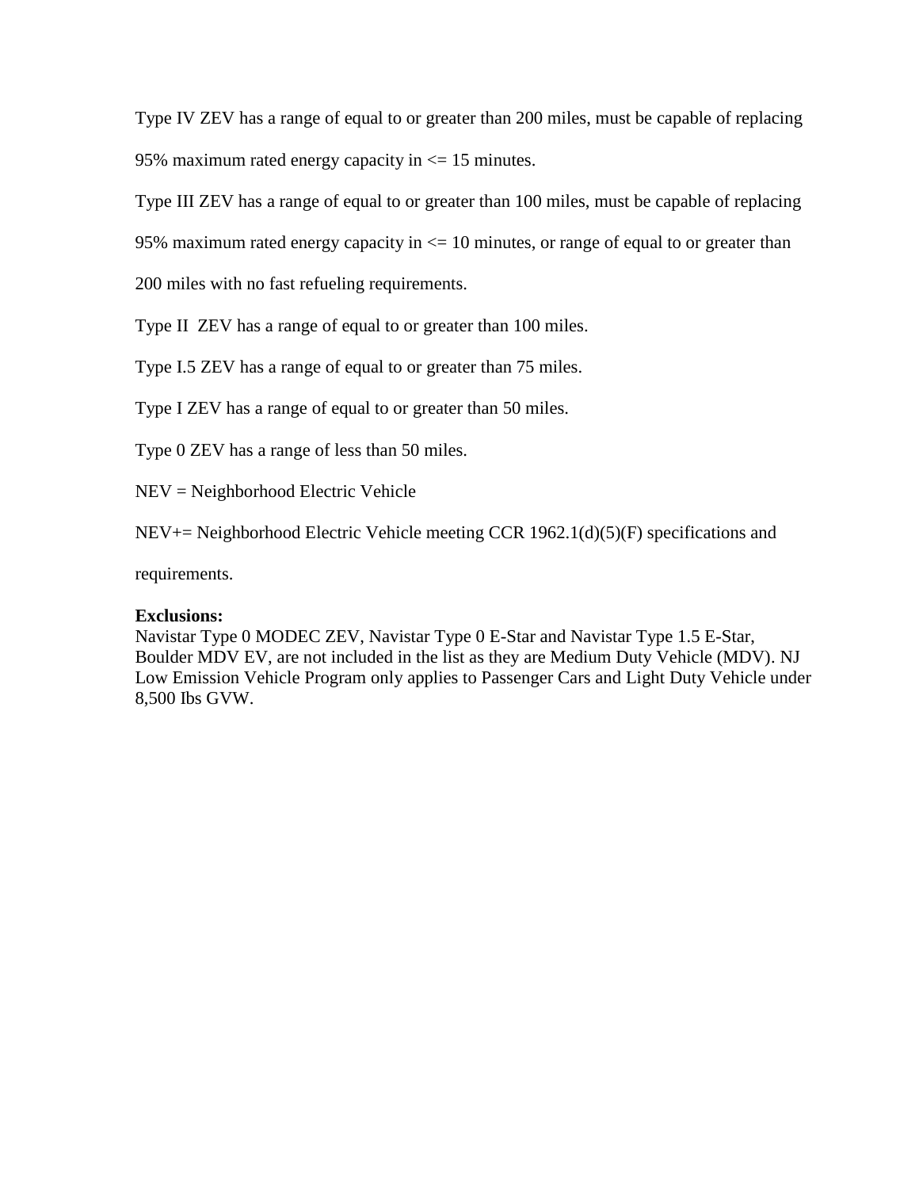Type IV ZEV has a range of equal to or greater than 200 miles, must be capable of replacing 95% maximum rated energy capacity in <= 15 minutes.

Type III ZEV has a range of equal to or greater than 100 miles, must be capable of replacing 95% maximum rated energy capacity in <= 10 minutes, or range of equal to or greater than 200 miles with no fast refueling requirements.

Type II  ZEV has a range of equal to or greater than 100 miles.

Type I.5 ZEV has a range of equal to or greater than 75 miles.

Type I ZEV has a range of equal to or greater than 50 miles.

Type 0 ZEV has a range of less than 50 miles.

NEV = Neighborhood Electric Vehicle

NEV+= Neighborhood Electric Vehicle meeting CCR 1962.1(d)(5)(F) specifications and requirements.

**Exclusions:**
Navistar Type 0 MODEC ZEV, Navistar Type 0 E-Star and Navistar Type 1.5 E-Star, Boulder MDV EV, are not included in the list as they are Medium Duty Vehicle (MDV). NJ Low Emission Vehicle Program only applies to Passenger Cars and Light Duty Vehicle under 8,500 Ibs GVW.